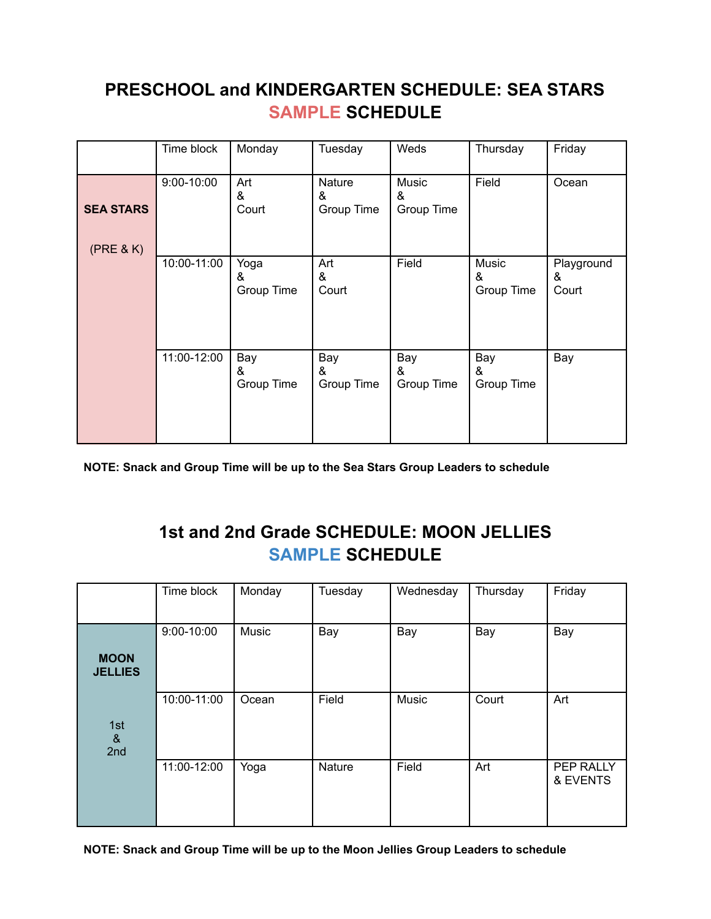# PRESCHOOL and KINDERGARTEN SCHEDULE: SEA STARS
## SAMPLE SCHEDULE

| | Time block | Monday | Tuesday | Weds | Thursday | Friday |
|---|---|---|---|---|---|---|
| **SEA STARS** (PRE & K) | 9:00-10:00 | Art & Court | Nature & Group Time | Music & Group Time | Field | Ocean |
| | 10:00-11:00 | Yoga & Group Time | Art & Court | Field | Music & Group Time | Playground & Court |
| | 11:00-12:00 | Bay & Group Time | Bay & Group Time | Bay & Group Time | Bay & Group Time | Bay |

**NOTE: Snack and Group Time will be up to the Sea Stars Group Leaders to schedule**

# 1st and 2nd Grade SCHEDULE: MOON JELLIES
## SAMPLE SCHEDULE

| | Time block | Monday | Tuesday | Wednesday | Thursday | Friday |
|---|---|---|---|---|---|---|
| **MOON JELLIES** 1st & 2nd | 9:00-10:00 | Music | Bay | Bay | Bay | Bay |
| | 10:00-11:00 | Ocean | Field | Music | Court | Art |
| | 11:00-12:00 | Yoga | Nature | Field | Art | PEP RALLY & EVENTS |

**NOTE: Snack and Group Time will be up to the Moon Jellies Group Leaders to schedule**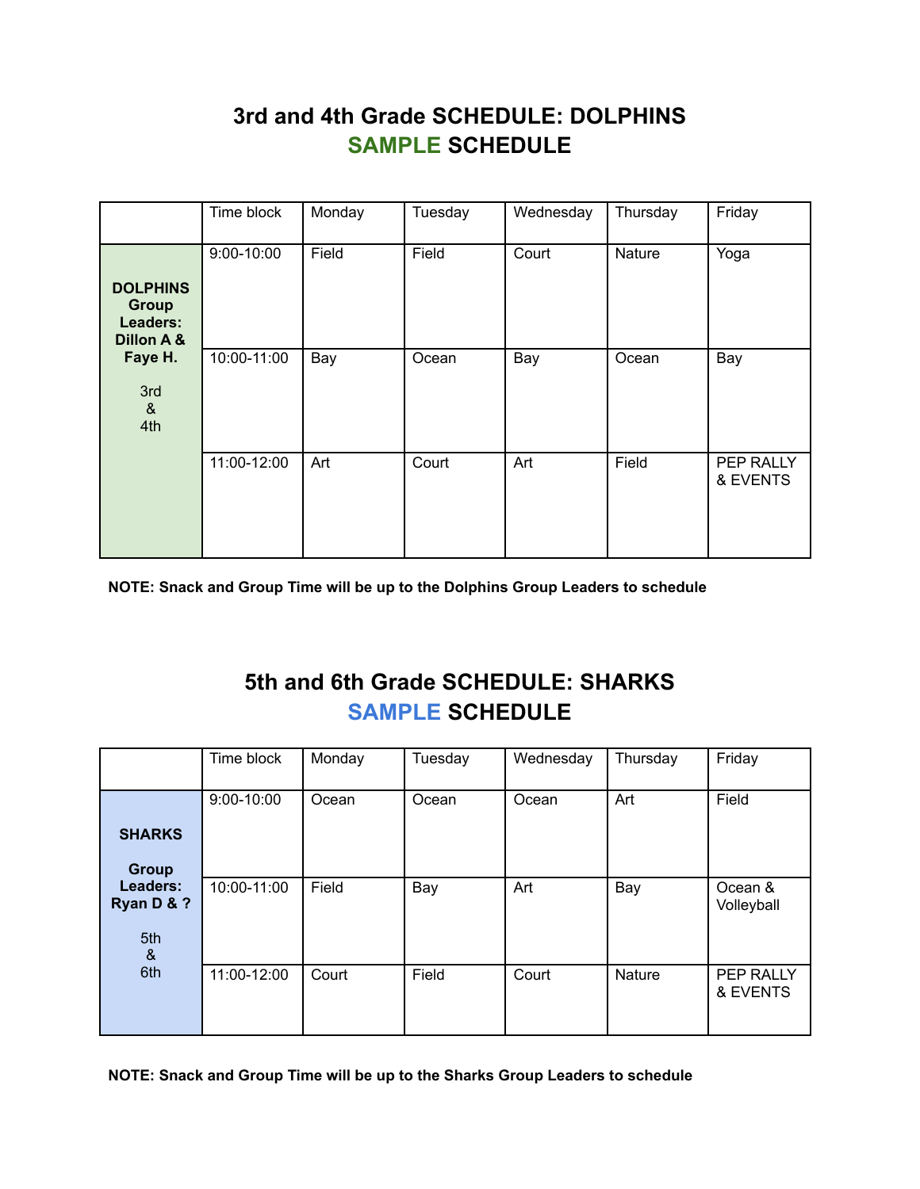## 3rd and 4th Grade SCHEDULE: DOLPHINS
## SAMPLE SCHEDULE

| | Time block | Monday | Tuesday | Wednesday | Thursday | Friday |
|---|---|---|---|---|---|---|
| **DOLPHINS Group Leaders: Dillon A & Faye H.** 3rd & 4th | 9:00-10:00 | Field | Field | Court | Nature | Yoga |
| | 10:00-11:00 | Bay | Ocean | Bay | Ocean | Bay |
| | 11:00-12:00 | Art | Court | Art | Field | PEP RALLY & EVENTS |

**NOTE: Snack and Group Time will be up to the Dolphins Group Leaders to schedule**

## 5th and 6th Grade SCHEDULE: SHARKS
## SAMPLE SCHEDULE

| | Time block | Monday | Tuesday | Wednesday | Thursday | Friday |
|---|---|---|---|---|---|---|
| **SHARKS Group Leaders: Ryan D & ?** 5th & 6th | 9:00-10:00 | Ocean | Ocean | Ocean | Art | Field |
| | 10:00-11:00 | Field | Bay | Art | Bay | Ocean & Volleyball |
| | 11:00-12:00 | Court | Field | Court | Nature | PEP RALLY & EVENTS |

**NOTE: Snack and Group Time will be up to the Sharks Group Leaders to schedule**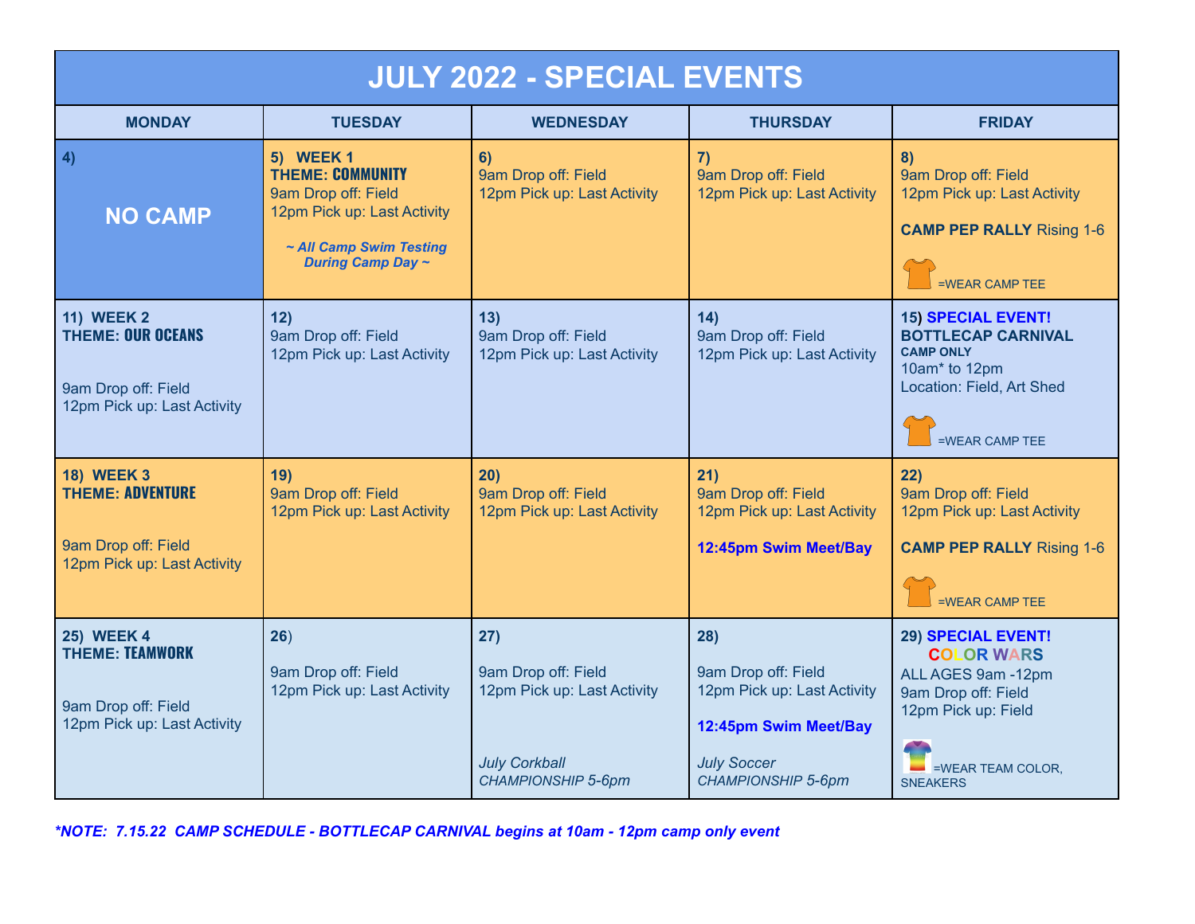# JULY 2022 - SPECIAL EVENTS

| MONDAY | TUESDAY | WEDNESDAY | THURSDAY | FRIDAY |
|---|---|---|---|---|
| **4)**<br><br>**NO CAMP** | **5) WEEK 1**<br>**THEME: COMMUNITY**<br>9am Drop off: Field<br>12pm Pick up: Last Activity<br><br>***~ All Camp Swim Testing During Camp Day ~*** | **6)**<br>9am Drop off: Field<br>12pm Pick up: Last Activity | **7)**<br>9am Drop off: Field<br>12pm Pick up: Last Activity | **8)**<br>9am Drop off: Field<br>12pm Pick up: Last Activity<br><br>**CAMP PEP RALLY** Rising 1-6<br><br>=WEAR CAMP TEE |
| **11) WEEK 2**<br>**THEME: OUR OCEANS**<br><br>9am Drop off: Field<br>12pm Pick up: Last Activity | **12)**<br>9am Drop off: Field<br>12pm Pick up: Last Activity | **13)**<br>9am Drop off: Field<br>12pm Pick up: Last Activity | **14)**<br>9am Drop off: Field<br>12pm Pick up: Last Activity | **15) SPECIAL EVENT!**<br>**BOTTLECAP CARNIVAL**<br>**CAMP ONLY**<br>10am* to 12pm<br>Location: Field, Art Shed<br><br>=WEAR CAMP TEE |
| **18) WEEK 3**<br>**THEME: ADVENTURE**<br><br>9am Drop off: Field<br>12pm Pick up: Last Activity | **19)**<br>9am Drop off: Field<br>12pm Pick up: Last Activity | **20)**<br>9am Drop off: Field<br>12pm Pick up: Last Activity | **21)**<br>9am Drop off: Field<br>12pm Pick up: Last Activity<br><br>**12:45pm Swim Meet/Bay** | **22)**<br>9am Drop off: Field<br>12pm Pick up: Last Activity<br><br>**CAMP PEP RALLY** Rising 1-6<br><br>=WEAR CAMP TEE |
| **25) WEEK 4**<br>**THEME: TEAMWORK**<br><br>9am Drop off: Field<br>12pm Pick up: Last Activity | **26)**<br><br>9am Drop off: Field<br>12pm Pick up: Last Activity | **27)**<br><br>9am Drop off: Field<br>12pm Pick up: Last Activity<br><br>*July Corkball CHAMPIONSHIP 5-6pm* | **28)**<br><br>9am Drop off: Field<br>12pm Pick up: Last Activity<br><br>**12:45pm Swim Meet/Bay**<br><br>*July Soccer CHAMPIONSHIP 5-6pm* | **29) SPECIAL EVENT!**<br>**COLOR WARS**<br>ALL AGES 9am -12pm<br>9am Drop off: Field<br>12pm Pick up: Field<br><br>=WEAR TEAM COLOR, SNEAKERS |

***NOTE: 7.15.22 CAMP SCHEDULE - BOTTLECAP CARNIVAL begins at 10am - 12pm camp only event**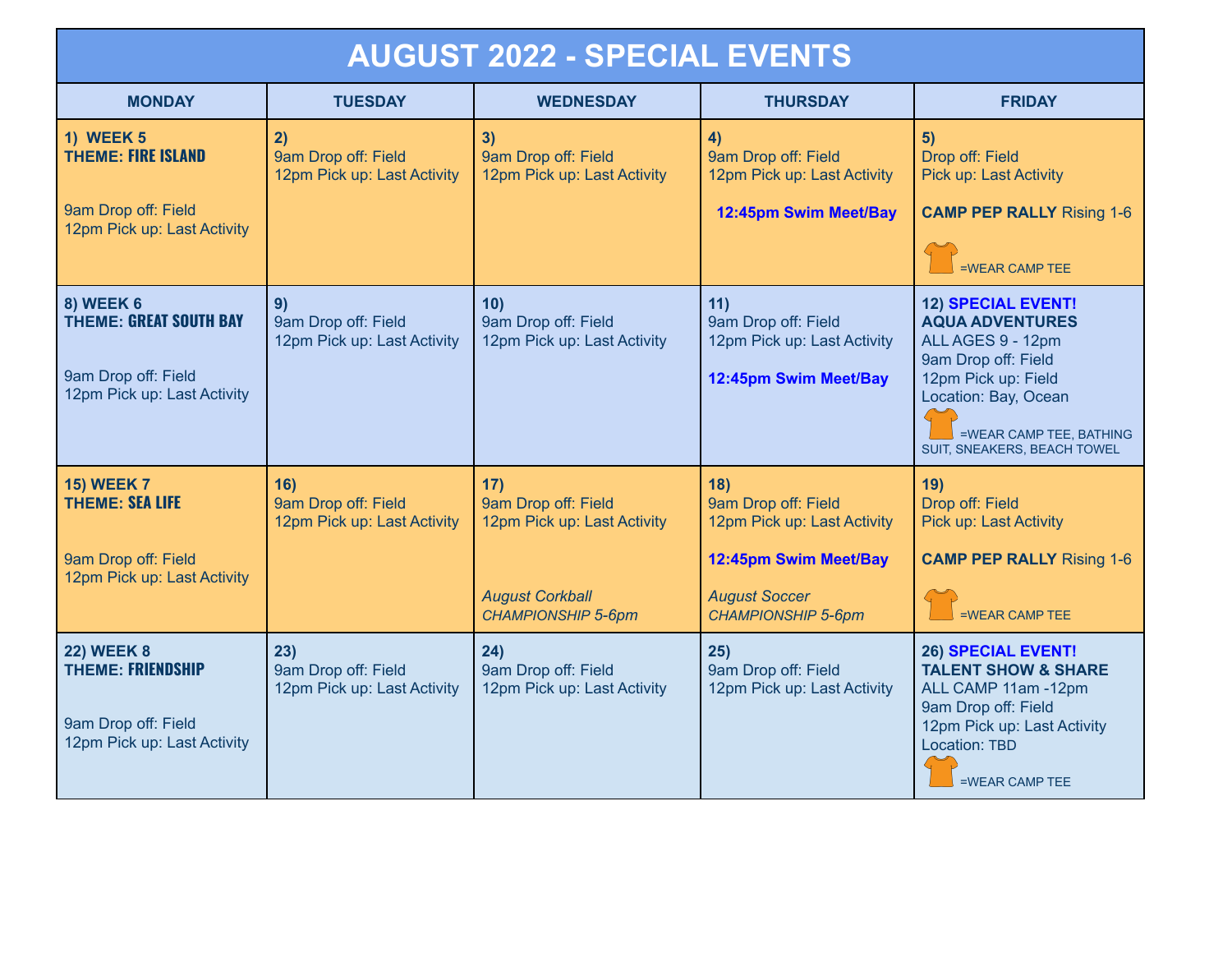# AUGUST 2022 - SPECIAL EVENTS

| MONDAY | TUESDAY | WEDNESDAY | THURSDAY | FRIDAY |
|---|---|---|---|---|
| **1) WEEK 5**<br>**THEME: FIRE ISLAND**<br><br>9am Drop off: Field<br>12pm Pick up: Last Activity | **2)**<br>9am Drop off: Field<br>12pm Pick up: Last Activity | **3)**<br>9am Drop off: Field<br>12pm Pick up: Last Activity | **4)**<br>9am Drop off: Field<br>12pm Pick up: Last Activity<br><br>**12:45pm Swim Meet/Bay** | **5)**<br>Drop off: Field<br>Pick up: Last Activity<br><br>**CAMP PEP RALLY** Rising 1-6<br><br>=WEAR CAMP TEE |
| **8) WEEK 6**<br>**THEME: GREAT SOUTH BAY**<br><br>9am Drop off: Field<br>12pm Pick up: Last Activity | **9)**<br>9am Drop off: Field<br>12pm Pick up: Last Activity | **10)**<br>9am Drop off: Field<br>12pm Pick up: Last Activity | **11)**<br>9am Drop off: Field<br>12pm Pick up: Last Activity<br><br>**12:45pm Swim Meet/Bay** | **12) SPECIAL EVENT!**<br>**AQUA ADVENTURES**<br>ALL AGES 9 - 12pm<br>9am Drop off: Field<br>12pm Pick up: Field<br>Location: Bay, Ocean<br>=WEAR CAMP TEE, BATHING SUIT, SNEAKERS, BEACH TOWEL |
| **15) WEEK 7**<br>**THEME: SEA LIFE**<br><br>9am Drop off: Field<br>12pm Pick up: Last Activity | **16)**<br>9am Drop off: Field<br>12pm Pick up: Last Activity | **17)**<br>9am Drop off: Field<br>12pm Pick up: Last Activity<br><br>*August Corkball CHAMPIONSHIP 5-6pm* | **18)**<br>9am Drop off: Field<br>12pm Pick up: Last Activity<br><br>**12:45pm Swim Meet/Bay**<br><br>*August Soccer CHAMPIONSHIP 5-6pm* | **19)**<br>Drop off: Field<br>Pick up: Last Activity<br><br>**CAMP PEP RALLY** Rising 1-6<br><br>=WEAR CAMP TEE |
| **22) WEEK 8**<br>**THEME: FRIENDSHIP**<br><br>9am Drop off: Field<br>12pm Pick up: Last Activity | **23)**<br>9am Drop off: Field<br>12pm Pick up: Last Activity | **24)**<br>9am Drop off: Field<br>12pm Pick up: Last Activity | **25)**<br>9am Drop off: Field<br>12pm Pick up: Last Activity | **26) SPECIAL EVENT!**<br>**TALENT SHOW & SHARE**<br>ALL CAMP 11am -12pm<br>9am Drop off: Field<br>12pm Pick up: Last Activity<br>Location: TBD<br>=WEAR CAMP TEE |